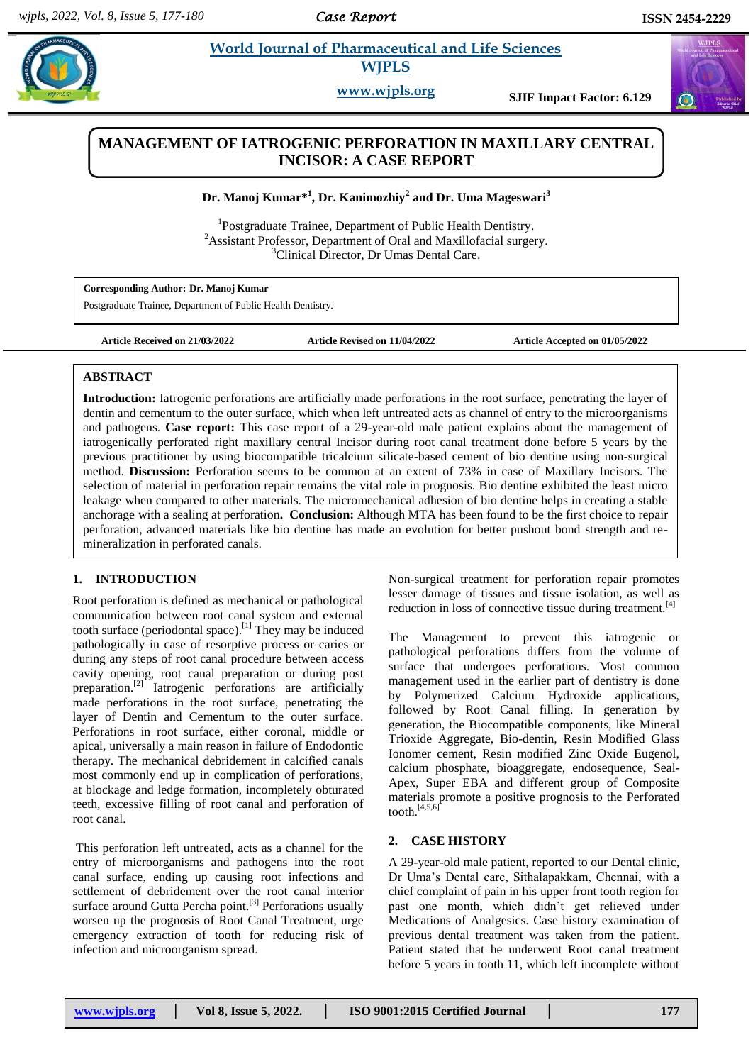# MANAGEMENT OF IATROGENIC PERFORATION IN MAXILLARY CENTRAL INCISOR: A CASE REPORT

**Dr. Manoj Kumar*[1], Dr. Kanimozhiy[2] and Dr. Uma Mageswari[3]**

[1]Postgraduate Trainee, Department of Public Health Dentistry.
[2]Assistant Professor, Department of Oral and Maxillofacial surgery.
[3]Clinical Director, Dr Umas Dental Care.

**Corresponding Author: Dr. Manoj Kumar**
Postgraduate Trainee, Department of Public Health Dentistry.

**Article Received on 21/03/2022** **Article Revised on 11/04/2022** **Article Accepted on 01/05/2022**

## ABSTRACT

**Introduction:** Iatrogenic perforations are artificially made perforations in the root surface, penetrating the layer of dentin and cementum to the outer surface, which when left untreated acts as channel of entry to the microorganisms and pathogens. **Case report:** This case report of a 29-year-old male patient explains about the management of iatrogenically perforated right maxillary central Incisor during root canal treatment done before 5 years by the previous practitioner by using biocompatible tricalcium silicate-based cement of bio dentine using non-surgical method. **Discussion:** Perforation seems to be common at an extent of 73% in case of Maxillary Incisors. The selection of material in perforation repair remains the vital role in prognosis. Bio dentine exhibited the least micro leakage when compared to other materials. The micromechanical adhesion of bio dentine helps in creating a stable anchorage with a sealing at perforation**. Conclusion:** Although MTA has been found to be the first choice to repair perforation, advanced materials like bio dentine has made an evolution for better pushout bond strength and re-mineralization in perforated canals.

## 1. INTRODUCTION

Root perforation is defined as mechanical or pathological communication between root canal system and external tooth surface (periodontal space).[1] They may be induced pathologically in case of resorptive process or caries or during any steps of root canal procedure between access cavity opening, root canal preparation or during post preparation.[2] Iatrogenic perforations are artificially made perforations in the root surface, penetrating the layer of Dentin and Cementum to the outer surface. Perforations in root surface, either coronal, middle or apical, universally a main reason in failure of Endodontic therapy. The mechanical debridement in calcified canals most commonly end up in complication of perforations, at blockage and ledge formation, incompletely obturated teeth, excessive filling of root canal and perforation of root canal.

This perforation left untreated, acts as a channel for the entry of microorganisms and pathogens into the root canal surface, ending up causing root infections and settlement of debridement over the root canal interior surface around Gutta Percha point.[3] Perforations usually worsen up the prognosis of Root Canal Treatment, urge emergency extraction of tooth for reducing risk of infection and microorganism spread.

Non-surgical treatment for perforation repair promotes lesser damage of tissues and tissue isolation, as well as reduction in loss of connective tissue during treatment.[4]

The Management to prevent this iatrogenic or pathological perforations differs from the volume of surface that undergoes perforations. Most common management used in the earlier part of dentistry is done by Polymerized Calcium Hydroxide applications, followed by Root Canal filling. In generation by generation, the Biocompatible components, like Mineral Trioxide Aggregate, Bio-dentin, Resin Modified Glass Ionomer cement, Resin modified Zinc Oxide Eugenol, calcium phosphate, bioaggregate, endosequence, Seal-Apex, Super EBA and different group of Composite materials promote a positive prognosis to the Perforated tooth.[4,5,6]

## 2. CASE HISTORY

A 29-year-old male patient, reported to our Dental clinic, Dr Uma's Dental care, Sithalapakkam, Chennai, with a chief complaint of pain in his upper front tooth region for past one month, which didn't get relieved under Medications of Analgesics. Case history examination of previous dental treatment was taken from the patient. Patient stated that he underwent Root canal treatment before 5 years in tooth 11, which left incomplete without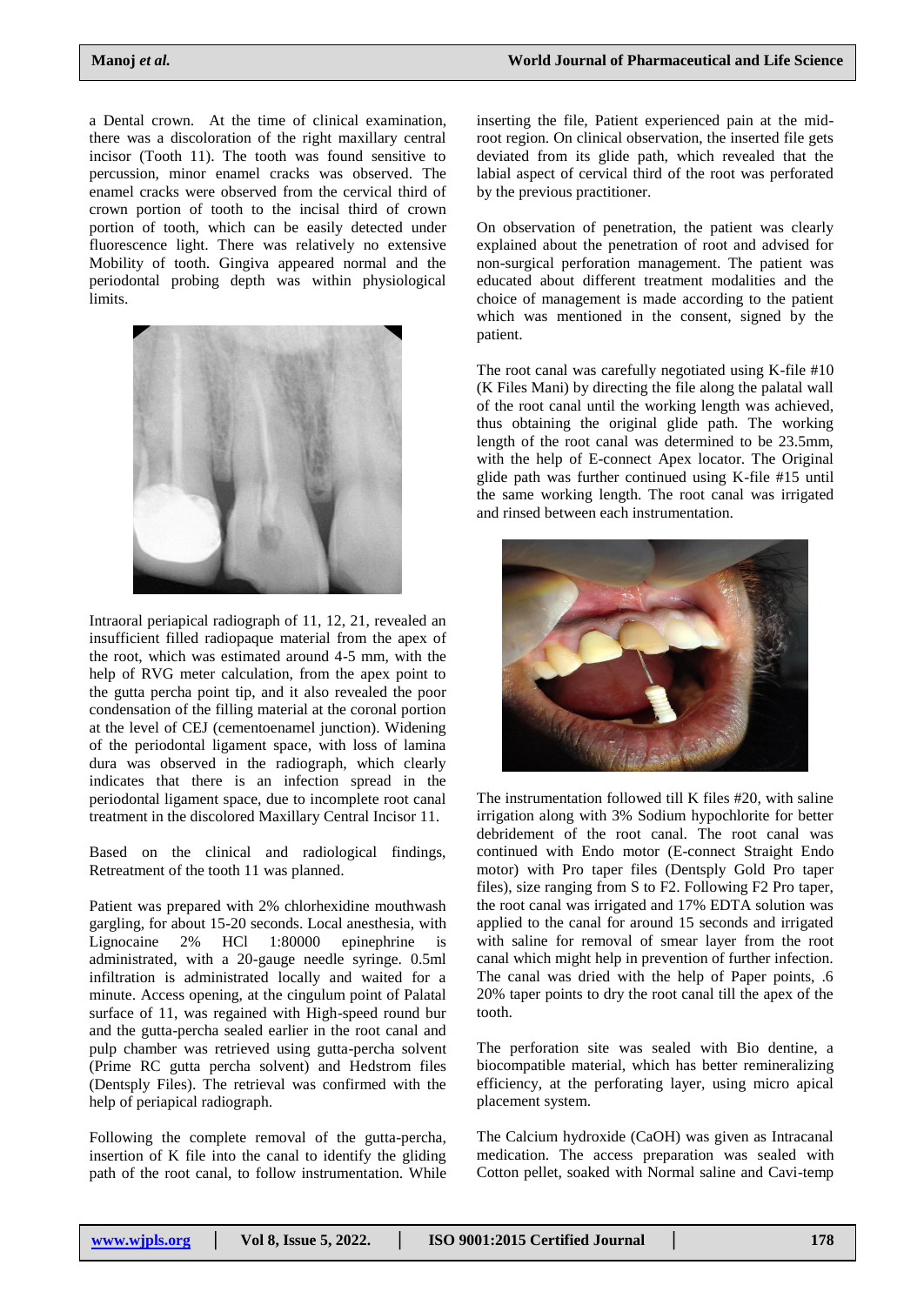a Dental crown. At the time of clinical examination, there was a discoloration of the right maxillary central incisor (Tooth 11). The tooth was found sensitive to percussion, minor enamel cracks was observed. The enamel cracks were observed from the cervical third of crown portion of tooth to the incisal third of crown portion of tooth, which can be easily detected under fluorescence light. There was relatively no extensive Mobility of tooth. Gingiva appeared normal and the periodontal probing depth was within physiological limits.

Intraoral periapical radiograph of 11, 12, 21, revealed an insufficient filled radiopaque material from the apex of the root, which was estimated around 4-5 mm, with the help of RVG meter calculation, from the apex point to the gutta percha point tip, and it also revealed the poor condensation of the filling material at the coronal portion at the level of CEJ (cementoenamel junction). Widening of the periodontal ligament space, with loss of lamina dura was observed in the radiograph, which clearly indicates that there is an infection spread in the periodontal ligament space, due to incomplete root canal treatment in the discolored Maxillary Central Incisor 11.

Based on the clinical and radiological findings, Retreatment of the tooth 11 was planned.

Patient was prepared with 2% chlorhexidine mouthwash gargling, for about 15-20 seconds. Local anesthesia, with Lignocaine 2% HCl 1:80000 epinephrine is administrated, with a 20-gauge needle syringe. 0.5ml infiltration is administrated locally and waited for a minute. Access opening, at the cingulum point of Palatal surface of 11, was regained with High-speed round bur and the gutta-percha sealed earlier in the root canal and pulp chamber was retrieved using gutta-percha solvent (Prime RC gutta percha solvent) and Hedstrom files (Dentsply Files). The retrieval was confirmed with the help of periapical radiograph.

Following the complete removal of the gutta-percha, insertion of K file into the canal to identify the gliding path of the root canal, to follow instrumentation. While inserting the file, Patient experienced pain at the mid-root region. On clinical observation, the inserted file gets deviated from its glide path, which revealed that the labial aspect of cervical third of the root was perforated by the previous practitioner.

On observation of penetration, the patient was clearly explained about the penetration of root and advised for non-surgical perforation management. The patient was educated about different treatment modalities and the choice of management is made according to the patient which was mentioned in the consent, signed by the patient.

The root canal was carefully negotiated using K-file #10 (K Files Mani) by directing the file along the palatal wall of the root canal until the working length was achieved, thus obtaining the original glide path. The working length of the root canal was determined to be 23.5mm, with the help of E-connect Apex locator. The Original glide path was further continued using K-file #15 until the same working length. The root canal was irrigated and rinsed between each instrumentation.

The instrumentation followed till K files #20, with saline irrigation along with 3% Sodium hypochlorite for better debridement of the root canal. The root canal was continued with Endo motor (E-connect Straight Endo motor) with Pro taper files (Dentsply Gold Pro taper files), size ranging from S to F2. Following F2 Pro taper, the root canal was irrigated and 17% EDTA solution was applied to the canal for around 15 seconds and irrigated with saline for removal of smear layer from the root canal which might help in prevention of further infection. The canal was dried with the help of Paper points, .6 20% taper points to dry the root canal till the apex of the tooth.

The perforation site was sealed with Bio dentine, a biocompatible material, which has better remineralizing efficiency, at the perforating layer, using micro apical placement system.

The Calcium hydroxide (CaOH) was given as Intracanal medication. The access preparation was sealed with Cotton pellet, soaked with Normal saline and Cavi-temp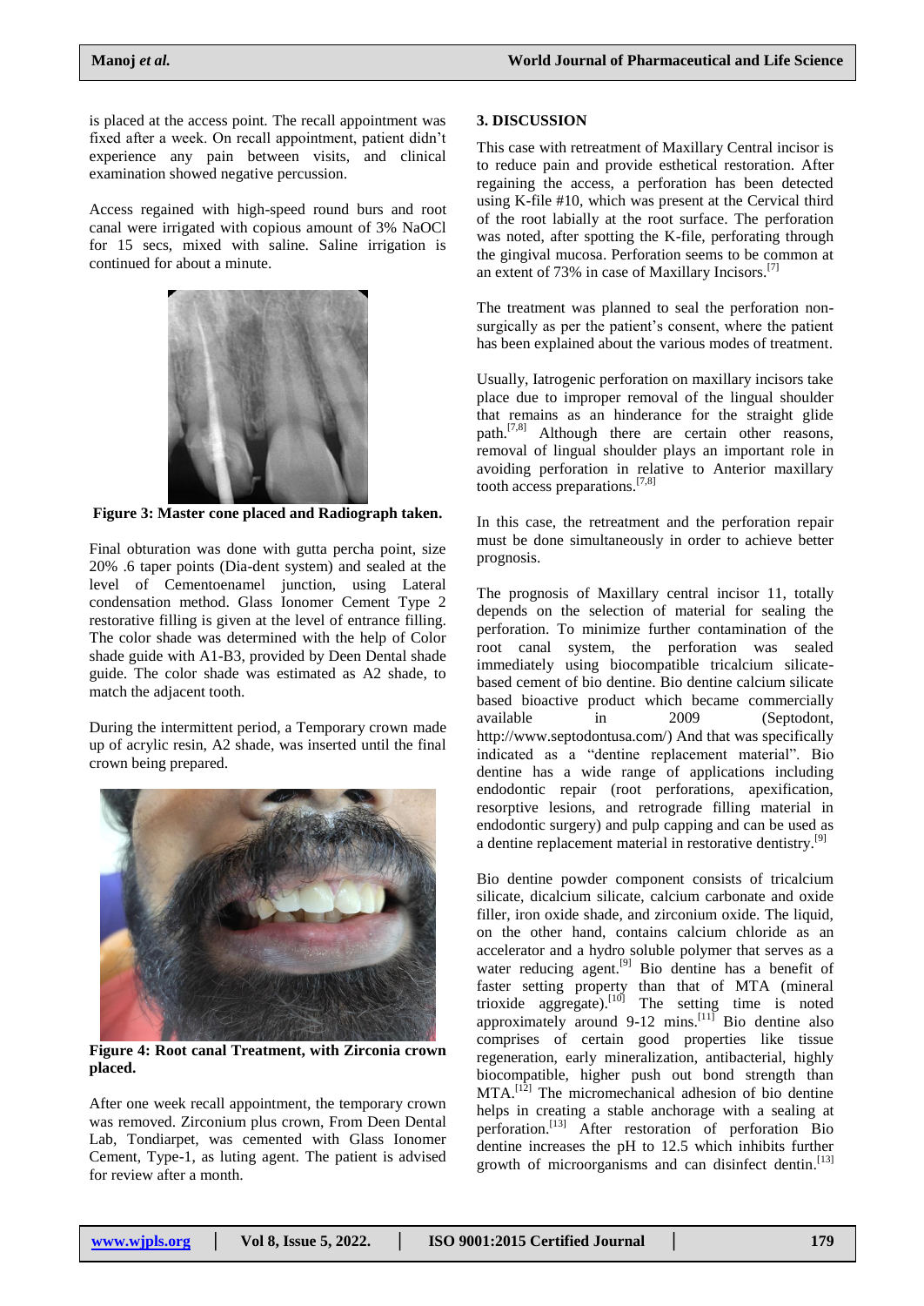is placed at the access point. The recall appointment was fixed after a week. On recall appointment, patient didn't experience any pain between visits, and clinical examination showed negative percussion.

Access regained with high-speed round burs and root canal were irrigated with copious amount of 3% NaOCl for 15 secs, mixed with saline. Saline irrigation is continued for about a minute.

**Figure 3: Master cone placed and Radiograph taken.**

Final obturation was done with gutta percha point, size 20% .6 taper points (Dia-dent system) and sealed at the level of Cementoenamel junction, using Lateral condensation method. Glass Ionomer Cement Type 2 restorative filling is given at the level of entrance filling. The color shade was determined with the help of Color shade guide with A1-B3, provided by Deen Dental shade guide. The color shade was estimated as A2 shade, to match the adjacent tooth.

During the intermittent period, a Temporary crown made up of acrylic resin, A2 shade, was inserted until the final crown being prepared.

**Figure 4: Root canal Treatment, with Zirconia crown placed.**

After one week recall appointment, the temporary crown was removed. Zirconium plus crown, From Deen Dental Lab, Tondiarpet, was cemented with Glass Ionomer Cement, Type-1, as luting agent. The patient is advised for review after a month.

## 3. DISCUSSION

This case with retreatment of Maxillary Central incisor is to reduce pain and provide esthetical restoration. After regaining the access, a perforation has been detected using K-file #10, which was present at the Cervical third of the root labially at the root surface. The perforation was noted, after spotting the K-file, perforating through the gingival mucosa. Perforation seems to be common at an extent of 73% in case of Maxillary Incisors.[7]

The treatment was planned to seal the perforation non-surgically as per the patient's consent, where the patient has been explained about the various modes of treatment.

Usually, Iatrogenic perforation on maxillary incisors take place due to improper removal of the lingual shoulder that remains as an hinderance for the straight glide path.[7,8] Although there are certain other reasons, removal of lingual shoulder plays an important role in avoiding perforation in relative to Anterior maxillary tooth access preparations.[7,8]

In this case, the retreatment and the perforation repair must be done simultaneously in order to achieve better prognosis.

The prognosis of Maxillary central incisor 11, totally depends on the selection of material for sealing the perforation. To minimize further contamination of the root canal system, the perforation was sealed immediately using biocompatible tricalcium silicate-based cement of bio dentine. Bio dentine calcium silicate based bioactive product which became commercially available in 2009 (Septodont, http://www.septodontusa.com/) And that was specifically indicated as a "dentine replacement material". Bio dentine has a wide range of applications including endodontic repair (root perforations, apexification, resorptive lesions, and retrograde filling material in endodontic surgery) and pulp capping and can be used as a dentine replacement material in restorative dentistry.[9]

Bio dentine powder component consists of tricalcium silicate, dicalcium silicate, calcium carbonate and oxide filler, iron oxide shade, and zirconium oxide. The liquid, on the other hand, contains calcium chloride as an accelerator and a hydro soluble polymer that serves as a water reducing agent.[9] Bio dentine has a benefit of faster setting property than that of MTA (mineral trioxide aggregate).[10] The setting time is noted approximately around 9-12 mins.[11] Bio dentine also comprises of certain good properties like tissue regeneration, early mineralization, antibacterial, highly biocompatible, higher push out bond strength than MTA.[12] The micromechanical adhesion of bio dentine helps in creating a stable anchorage with a sealing at perforation.[13] After restoration of perforation Bio dentine increases the pH to 12.5 which inhibits further growth of microorganisms and can disinfect dentin.[13]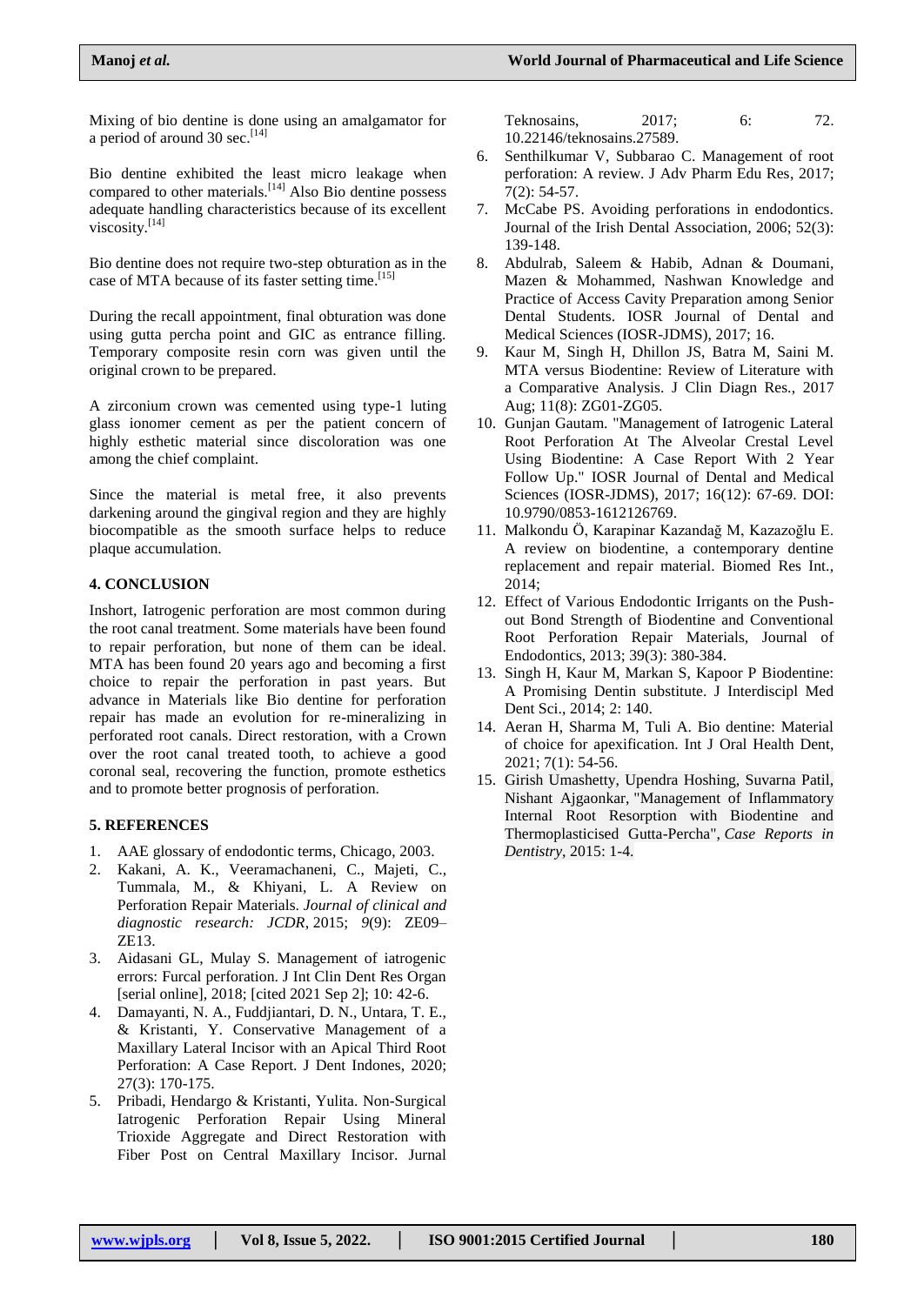Mixing of bio dentine is done using an amalgamator for a period of around 30 sec.[14]

Bio dentine exhibited the least micro leakage when compared to other materials.[14] Also Bio dentine possess adequate handling characteristics because of its excellent viscosity.[14]

Bio dentine does not require two-step obturation as in the case of MTA because of its faster setting time.[15]

During the recall appointment, final obturation was done using gutta percha point and GIC as entrance filling. Temporary composite resin corn was given until the original crown to be prepared.

A zirconium crown was cemented using type-1 luting glass ionomer cement as per the patient concern of highly esthetic material since discoloration was one among the chief complaint.

Since the material is metal free, it also prevents darkening around the gingival region and they are highly biocompatible as the smooth surface helps to reduce plaque accumulation.

## 4. CONCLUSION

Inshort, Iatrogenic perforation are most common during the root canal treatment. Some materials have been found to repair perforation, but none of them can be ideal. MTA has been found 20 years ago and becoming a first choice to repair the perforation in past years. But advance in Materials like Bio dentine for perforation repair has made an evolution for re-mineralizing in perforated root canals. Direct restoration, with a Crown over the root canal treated tooth, to achieve a good coronal seal, recovering the function, promote esthetics and to promote better prognosis of perforation.

## 5. REFERENCES

1. AAE glossary of endodontic terms, Chicago, 2003.
2. Kakani, A. K., Veeramachaneni, C., Majeti, C., Tummala, M., & Khiyani, L. A Review on Perforation Repair Materials. *Journal of clinical and diagnostic research: JCDR*, 2015; *9*(9): ZE09–ZE13.
3. Aidasani GL, Mulay S. Management of iatrogenic errors: Furcal perforation. J Int Clin Dent Res Organ [serial online], 2018; [cited 2021 Sep 2]; 10: 42-6.
4. Damayanti, N. A., Fuddjiantari, D. N., Untara, T. E., & Kristanti, Y. Conservative Management of a Maxillary Lateral Incisor with an Apical Third Root Perforation: A Case Report. J Dent Indones, 2020; 27(3): 170-175.
5. Pribadi, Hendargo & Kristanti, Yulita. Non-Surgical Iatrogenic Perforation Repair Using Mineral Trioxide Aggregate and Direct Restoration with Fiber Post on Central Maxillary Incisor. Jurnal Teknosains, 2017; 6: 72. 10.22146/teknosains.27589.
6. Senthilkumar V, Subbarao C. Management of root perforation: A review. J Adv Pharm Edu Res, 2017; 7(2): 54-57.
7. McCabe PS. Avoiding perforations in endodontics. Journal of the Irish Dental Association, 2006; 52(3): 139-148.
8. Abdulrab, Saleem & Habib, Adnan & Doumani, Mazen & Mohammed, Nashwan Knowledge and Practice of Access Cavity Preparation among Senior Dental Students. IOSR Journal of Dental and Medical Sciences (IOSR-JDMS), 2017; 16.
9. Kaur M, Singh H, Dhillon JS, Batra M, Saini M. MTA versus Biodentine: Review of Literature with a Comparative Analysis. J Clin Diagn Res., 2017 Aug; 11(8): ZG01-ZG05.
10. Gunjan Gautam. "Management of Iatrogenic Lateral Root Perforation At The Alveolar Crestal Level Using Biodentine: A Case Report With 2 Year Follow Up." IOSR Journal of Dental and Medical Sciences (IOSR-JDMS), 2017; 16(12): 67-69. DOI: 10.9790/0853-1612126769.
11. Malkondu Ö, Karapinar Kazandağ M, Kazazoğlu E. A review on biodentine, a contemporary dentine replacement and repair material. Biomed Res Int., 2014;
12. Effect of Various Endodontic Irrigants on the Push-out Bond Strength of Biodentine and Conventional Root Perforation Repair Materials, Journal of Endodontics, 2013; 39(3): 380-384.
13. Singh H, Kaur M, Markan S, Kapoor P Biodentine: A Promising Dentin substitute. J Interdiscipl Med Dent Sci., 2014; 2: 140.
14. Aeran H, Sharma M, Tuli A. Bio dentine: Material of choice for apexification. Int J Oral Health Dent, 2021; 7(1): 54-56.
15. Girish Umashetty, Upendra Hoshing, Suvarna Patil, Nishant Ajgaonkar, "Management of Inflammatory Internal Root Resorption with Biodentine and Thermoplasticised Gutta-Percha", *Case Reports in Dentistry*, 2015: 1-4.